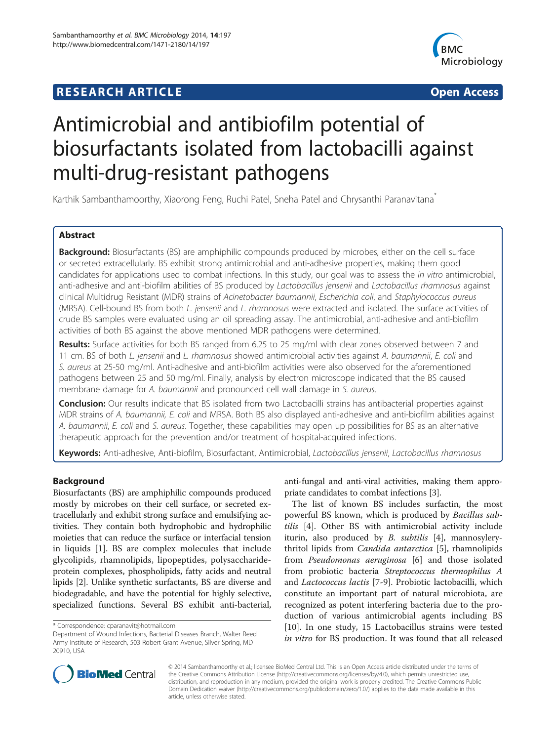**RESEARCH ARTICLE** **Open Access**

# Antimicrobial and antibiofilm potential of biosurfactants isolated from lactobacilli against multi-drug-resistant pathogens

Karthik Sambanthamoorthy, Xiaorong Feng, Ruchi Patel, Sneha Patel and Chrysanthi Paranavitana*

## Abstract

**Background:** Biosurfactants (BS) are amphiphilic compounds produced by microbes, either on the cell surface or secreted extracellularly. BS exhibit strong antimicrobial and anti-adhesive properties, making them good candidates for applications used to combat infections. In this study, our goal was to assess the *in vitro* antimicrobial, anti-adhesive and anti-biofilm abilities of BS produced by *Lactobacillus jensenii* and *Lactobacillus rhamnosus* against clinical Multidrug Resistant (MDR) strains of *Acinetobacter baumannii*, *Escherichia coli*, and *Staphylococcus aureus* (MRSA). Cell-bound BS from both *L. jensenii* and *L. rhamnosus* were extracted and isolated. The surface activities of crude BS samples were evaluated using an oil spreading assay. The antimicrobial, anti-adhesive and anti-biofilm activities of both BS against the above mentioned MDR pathogens were determined.

**Results:** Surface activities for both BS ranged from 6.25 to 25 mg/ml with clear zones observed between 7 and 11 cm. BS of both *L. jensenii* and *L. rhamnosus* showed antimicrobial activities against *A. baumannii*, *E. coli* and *S. aureus* at 25-50 mg/ml. Anti-adhesive and anti-biofilm activities were also observed for the aforementioned pathogens between 25 and 50 mg/ml. Finally, analysis by electron microscope indicated that the BS caused membrane damage for *A. baumannii* and pronounced cell wall damage in *S. aureus*.

**Conclusion:** Our results indicate that BS isolated from two Lactobacilli strains has antibacterial properties against MDR strains of *A. baumannii, E. coli* and MRSA. Both BS also displayed anti-adhesive and anti-biofilm abilities against *A. baumannii*, *E. coli* and *S. aureus*. Together, these capabilities may open up possibilities for BS as an alternative therapeutic approach for the prevention and/or treatment of hospital-acquired infections.

**Keywords:** Anti-adhesive, Anti-biofilm, Biosurfactant, Antimicrobial, *Lactobacillus jensenii*, *Lactobacillus rhamnosus*

## Background

Biosurfactants (BS) are amphiphilic compounds produced mostly by microbes on their cell surface, or secreted extracellularly and exhibit strong surface and emulsifying activities. They contain both hydrophobic and hydrophilic moieties that can reduce the surface or interfacial tension in liquids [1]. BS are complex molecules that include glycolipids, rhamnolipids, lipopeptides, polysaccharide-protein complexes, phospholipids, fatty acids and neutral lipids [2]. Unlike synthetic surfactants, BS are diverse and biodegradable, and have the potential for highly selective, specialized functions. Several BS exhibit anti-bacterial, anti-fungal and anti-viral activities, making them appropriate candidates to combat infections [3].

The list of known BS includes surfactin, the most powerful BS known, which is produced by *Bacillus subtilis* [4]. Other BS with antimicrobial activity include iturin, also produced by *B. subtilis* [4], mannosylerythritol lipids from *Candida antarctica* [5], rhamnolipids from *Pseudomonas aeruginosa* [6] and those isolated from probiotic bacteria *Streptococcus thermophilus A* and *Lactococcus lactis* [7-9]. Probiotic lactobacilli, which constitute an important part of natural microbiota, are recognized as potent interfering bacteria due to the production of various antimicrobial agents including BS [10]. In one study, 15 Lactobacillus strains were tested *in vitro* for BS production. It was found that all released

\* Correspondence: cparanavit@hotmail.com
Department of Wound Infections, Bacterial Diseases Branch, Walter Reed Army Institute of Research, 503 Robert Grant Avenue, Silver Spring, MD 20910, USA

© 2014 Sambanthamoorthy et al.; licensee BioMed Central Ltd. This is an Open Access article distributed under the terms of the Creative Commons Attribution License (http://creativecommons.org/licenses/by/4.0), which permits unrestricted use, distribution, and reproduction in any medium, provided the original work is properly credited. The Creative Commons Public Domain Dedication waiver (http://creativecommons.org/publicdomain/zero/1.0/) applies to the data made available in this article, unless otherwise stated.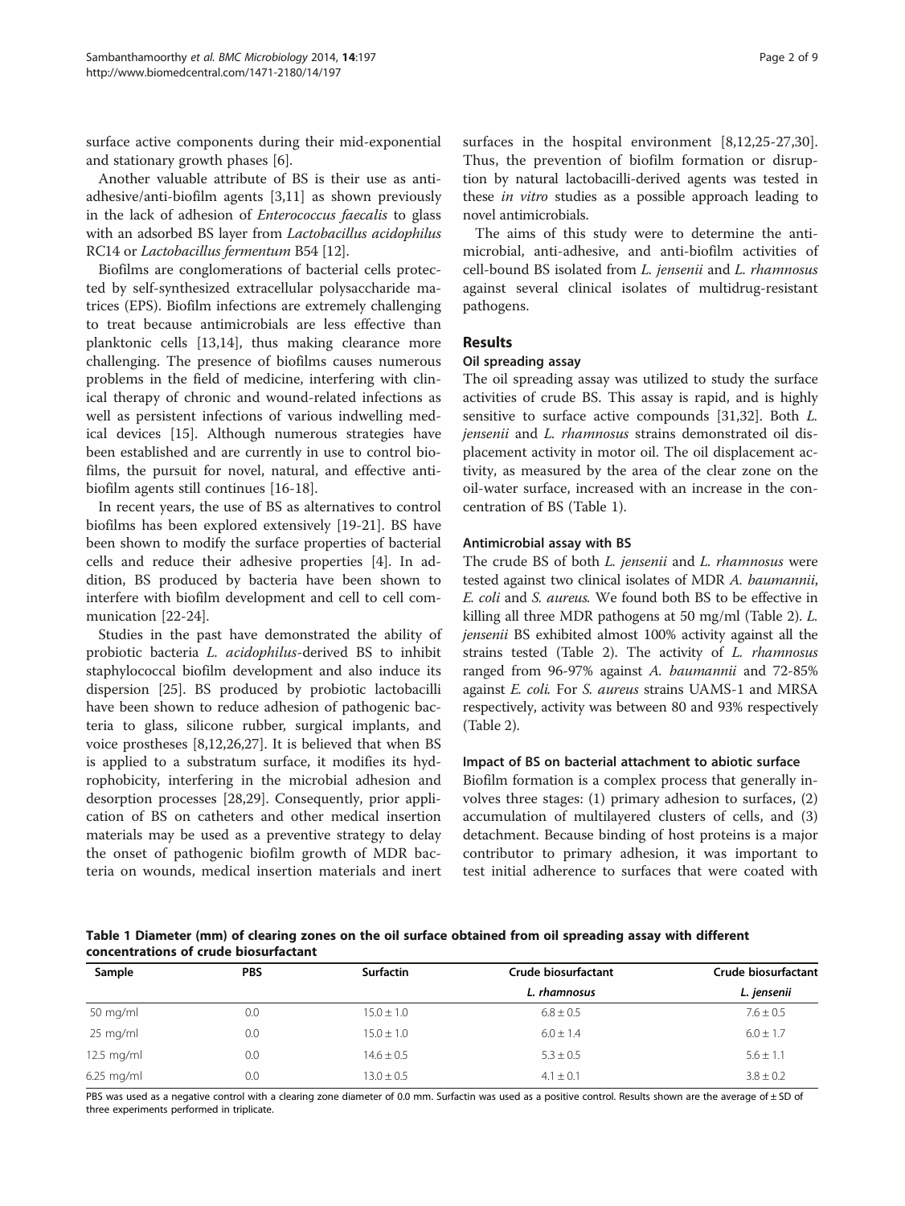surface active components during their mid-exponential and stationary growth phases [6].

Another valuable attribute of BS is their use as anti-adhesive/anti-biofilm agents [3,11] as shown previously in the lack of adhesion of *Enterococcus faecalis* to glass with an adsorbed BS layer from *Lactobacillus acidophilus* RC14 or *Lactobacillus fermentum* B54 [12].

Biofilms are conglomerations of bacterial cells protected by self-synthesized extracellular polysaccharide matrices (EPS). Biofilm infections are extremely challenging to treat because antimicrobials are less effective than planktonic cells [13,14], thus making clearance more challenging. The presence of biofilms causes numerous problems in the field of medicine, interfering with clinical therapy of chronic and wound-related infections as well as persistent infections of various indwelling medical devices [15]. Although numerous strategies have been established and are currently in use to control biofilms, the pursuit for novel, natural, and effective anti-biofilm agents still continues [16-18].

In recent years, the use of BS as alternatives to control biofilms has been explored extensively [19-21]. BS have been shown to modify the surface properties of bacterial cells and reduce their adhesive properties [4]. In addition, BS produced by bacteria have been shown to interfere with biofilm development and cell to cell communication [22-24].

Studies in the past have demonstrated the ability of probiotic bacteria *L. acidophilus*-derived BS to inhibit staphylococcal biofilm development and also induce its dispersion [25]. BS produced by probiotic lactobacilli have been shown to reduce adhesion of pathogenic bacteria to glass, silicone rubber, surgical implants, and voice prostheses [8,12,26,27]. It is believed that when BS is applied to a substratum surface, it modifies its hydrophobicity, interfering in the microbial adhesion and desorption processes [28,29]. Consequently, prior application of BS on catheters and other medical insertion materials may be used as a preventive strategy to delay the onset of pathogenic biofilm growth of MDR bacteria on wounds, medical insertion materials and inert surfaces in the hospital environment [8,12,25-27,30]. Thus, the prevention of biofilm formation or disruption by natural lactobacilli-derived agents was tested in these *in vitro* studies as a possible approach leading to novel antimicrobials.

The aims of this study were to determine the antimicrobial, anti-adhesive, and anti-biofilm activities of cell-bound BS isolated from *L. jensenii* and *L. rhamnosus* against several clinical isolates of multidrug-resistant pathogens.

## Results

### Oil spreading assay

The oil spreading assay was utilized to study the surface activities of crude BS. This assay is rapid, and is highly sensitive to surface active compounds [31,32]. Both *L. jensenii* and *L. rhamnosus* strains demonstrated oil displacement activity in motor oil. The oil displacement activity, as measured by the area of the clear zone on the oil-water surface, increased with an increase in the concentration of BS (Table 1).

### Antimicrobial assay with BS

The crude BS of both *L. jensenii* and *L. rhamnosus* were tested against two clinical isolates of MDR *A. baumannii*, *E. coli* and *S. aureus*. We found both BS to be effective in killing all three MDR pathogens at 50 mg/ml (Table 2). *L. jensenii* BS exhibited almost 100% activity against all the strains tested (Table 2). The activity of *L. rhamnosus* ranged from 96-97% against *A. baumannii* and 72-85% against *E. coli*. For *S. aureus* strains UAMS-1 and MRSA respectively, activity was between 80 and 93% respectively (Table 2).

### Impact of BS on bacterial attachment to abiotic surface

Biofilm formation is a complex process that generally involves three stages: (1) primary adhesion to surfaces, (2) accumulation of multilayered clusters of cells, and (3) detachment. Because binding of host proteins is a major contributor to primary adhesion, it was important to test initial adherence to surfaces that were coated with

**Table 1 Diameter (mm) of clearing zones on the oil surface obtained from oil spreading assay with different concentrations of crude biosurfactant**

| Sample | PBS | Surfactin | Crude biosurfactant | Crude biosurfactant |
|---|---|---|---|---|
| | | | *L. rhamnosus* | *L. jensenii* |
| 50 mg/ml | 0.0 | 15.0 ± 1.0 | 6.8 ± 0.5 | 7.6 ± 0.5 |
| 25 mg/ml | 0.0 | 15.0 ± 1.0 | 6.0 ± 1.4 | 6.0 ± 1.7 |
| 12.5 mg/ml | 0.0 | 14.6 ± 0.5 | 5.3 ± 0.5 | 5.6 ± 1.1 |
| 6.25 mg/ml | 0.0 | 13.0 ± 0.5 | 4.1 ± 0.1 | 3.8 ± 0.2 |

PBS was used as a negative control with a clearing zone diameter of 0.0 mm. Surfactin was used as a positive control. Results shown are the average of ± SD of three experiments performed in triplicate.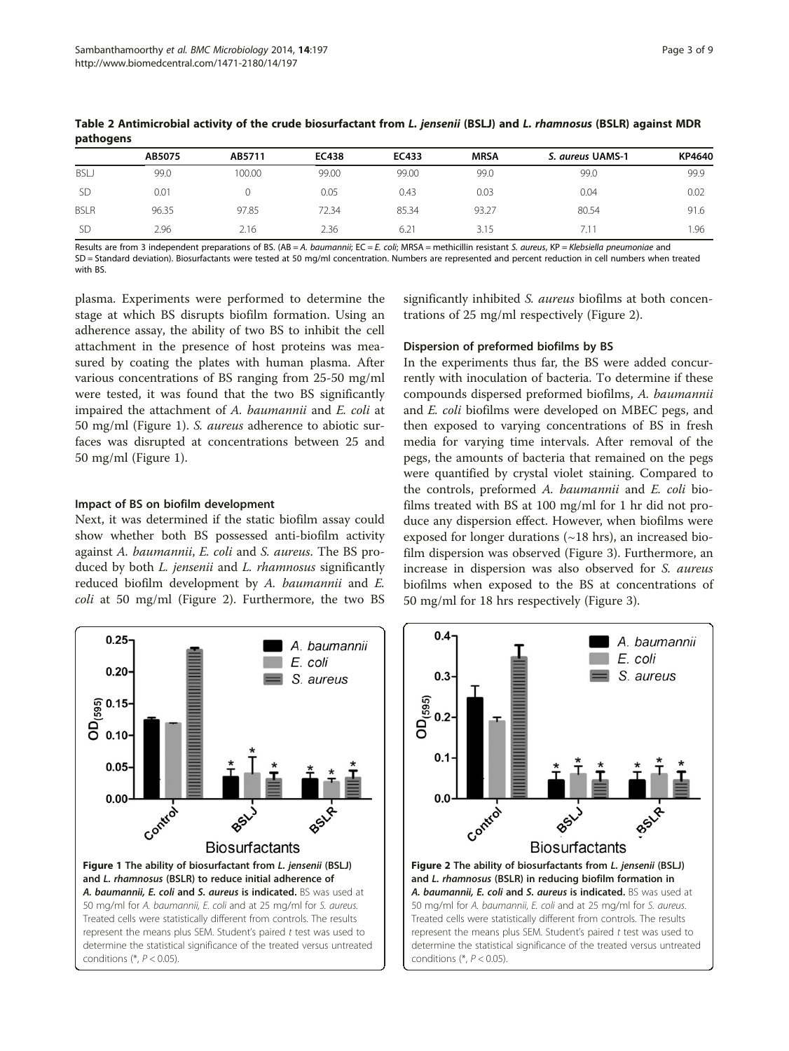**Table 2 Antimicrobial activity of the crude biosurfactant from *L. jensenii* (BSLJ) and *L. rhamnosus* (BSLR) against MDR pathogens**

| | AB5075 | AB5711 | EC438 | EC433 | MRSA | *S. aureus* UAMS-1 | KP4640 |
|---|---|---|---|---|---|---|---|
| BSLJ | 99.0 | 100.00 | 99.00 | 99.00 | 99.0 | 99.0 | 99.9 |
| SD | 0.01 | 0 | 0.05 | 0.43 | 0.03 | 0.04 | 0.02 |
| BSLR | 96.35 | 97.85 | 72.34 | 85.34 | 93.27 | 80.54 | 91.6 |
| SD | 2.96 | 2.16 | 2.36 | 6.21 | 3.15 | 7.11 | 1.96 |

Results are from 3 independent preparations of BS. (AB = *A. baumannii*; EC = *E. coli*; MRSA = methicillin resistant *S. aureus*, KP = *Klebsiella pneumoniae* and SD = Standard deviation). Biosurfactants were tested at 50 mg/ml concentration. Numbers are represented and percent reduction in cell numbers when treated with BS.

plasma. Experiments were performed to determine the stage at which BS disrupts biofilm formation. Using an adherence assay, the ability of two BS to inhibit the cell attachment in the presence of host proteins was measured by coating the plates with human plasma. After various concentrations of BS ranging from 25-50 mg/ml were tested, it was found that the two BS significantly impaired the attachment of *A. baumannii* and *E. coli* at 50 mg/ml (Figure 1). *S. aureus* adherence to abiotic surfaces was disrupted at concentrations between 25 and 50 mg/ml (Figure 1).

### Impact of BS on biofilm development

Next, it was determined if the static biofilm assay could show whether both BS possessed anti-biofilm activity against *A. baumannii*, *E. coli* and *S. aureus*. The BS produced by both *L. jensenii* and *L. rhamnosus* significantly reduced biofilm development by *A. baumannii* and *E. coli* at 50 mg/ml (Figure 2). Furthermore, the two BS significantly inhibited *S. aureus* biofilms at both concentrations of 25 mg/ml respectively (Figure 2).

### Dispersion of preformed biofilms by BS

In the experiments thus far, the BS were added concurrently with inoculation of bacteria. To determine if these compounds dispersed preformed biofilms, *A. baumannii* and *E. coli* biofilms were developed on MBEC pegs, and then exposed to varying concentrations of BS in fresh media for varying time intervals. After removal of the pegs, the amounts of bacteria that remained on the pegs were quantified by crystal violet staining. Compared to the controls, preformed *A. baumannii* and *E. coli* biofilms treated with BS at 100 mg/ml for 1 hr did not produce any dispersion effect. However, when biofilms were exposed for longer durations (~18 hrs), an increased biofilm dispersion was observed (Figure 3). Furthermore, an increase in dispersion was also observed for *S. aureus* biofilms when exposed to the BS at concentrations of 50 mg/ml for 18 hrs respectively (Figure 3).

**Figure 1 The ability of biosurfactant from *L. jensenii* (BSLJ) and *L. rhamnosus* (BSLR) to reduce initial adherence of *A. baumannii, E. coli* and *S. aureus* is indicated.** BS was used at 50 mg/ml for *A. baumannii*, *E. coli* and at 25 mg/ml for *S. aureus*. Treated cells were statistically different from controls. The results represent the means plus SEM. Student's paired *t* test was used to determine the statistical significance of the treated versus untreated conditions (*, $P < 0.05$).

**Figure 2 The ability of biosurfactants from *L. jensenii* (BSLJ) and *L. rhamnosus* (BSLR) in reducing biofilm formation in *A. baumannii, E. coli* and *S. aureus* is indicated.** BS was used at 50 mg/ml for *A. baumannii*, *E. coli* and at 25 mg/ml for *S. aureus*. Treated cells were statistically different from controls. The results represent the means plus SEM. Student's paired *t* test was used to determine the statistical significance of the treated versus untreated conditions (*, $P < 0.05$).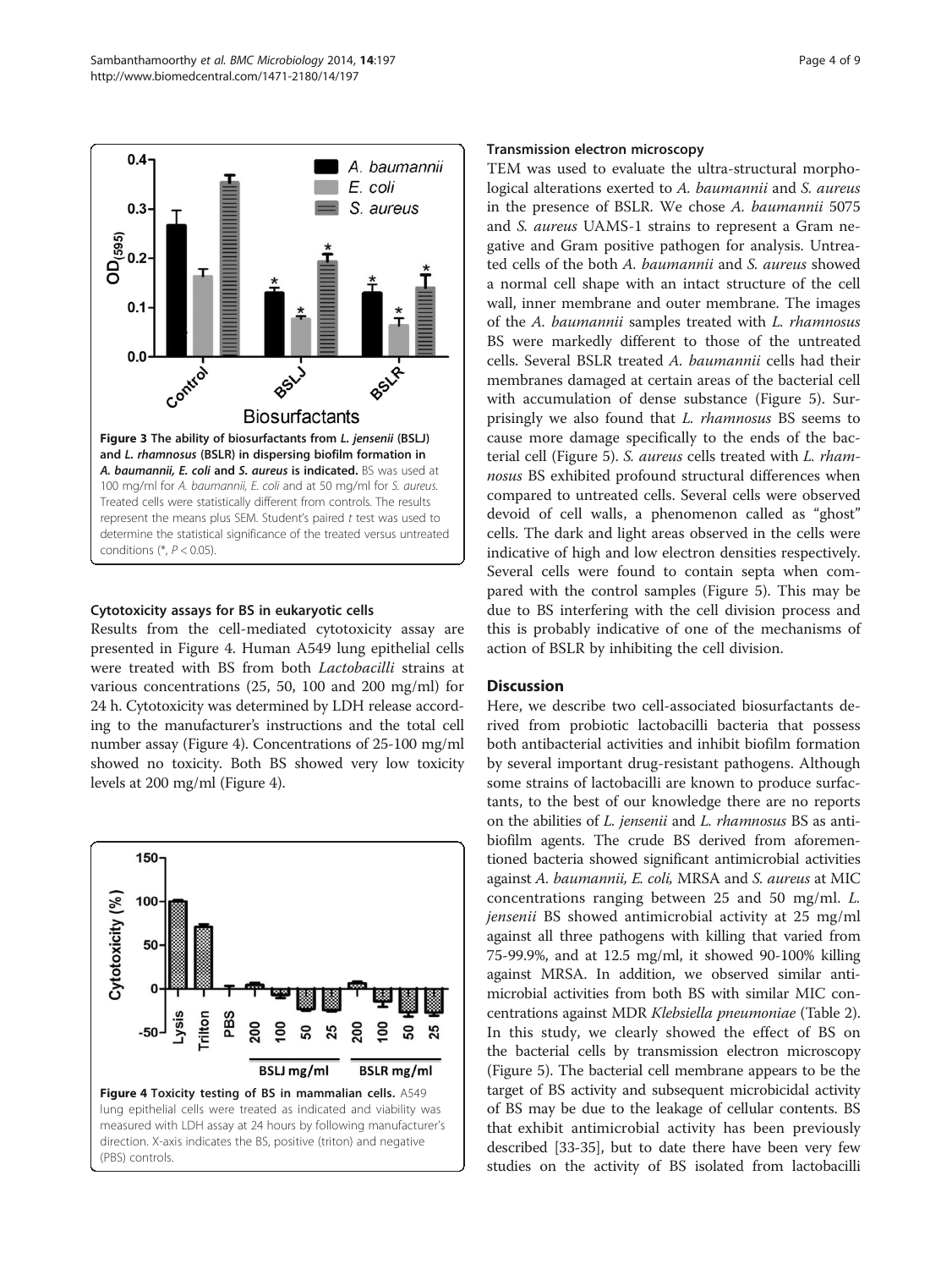Figure 3 The ability of biosurfactants from *L. jensenii* (BSLJ) and *L. rhamnosus* (BSLR) in dispersing biofilm formation in *A. baumannii, E. coli* and *S. aureus* is indicated. BS was used at 100 mg/ml for *A. baumannii, E. coli* and at 50 mg/ml for *S. aureus*. Treated cells were statistically different from controls. The results represent the means plus SEM. Student's paired *t* test was used to determine the statistical significance of the treated versus untreated conditions (*, $P < 0.05$).

### Cytotoxicity assays for BS in eukaryotic cells

Results from the cell-mediated cytotoxicity assay are presented in Figure 4. Human A549 lung epithelial cells were treated with BS from both *Lactobacilli* strains at various concentrations (25, 50, 100 and 200 mg/ml) for 24 h. Cytotoxicity was determined by LDH release according to the manufacturer's instructions and the total cell number assay (Figure 4). Concentrations of 25-100 mg/ml showed no toxicity. Both BS showed very low toxicity levels at 200 mg/ml (Figure 4).

Figure 4 Toxicity testing of BS in mammalian cells. A549 lung epithelial cells were treated as indicated and viability was measured with LDH assay at 24 hours by following manufacturer's direction. X-axis indicates the BS, positive (triton) and negative (PBS) controls.

### Transmission electron microscopy

TEM was used to evaluate the ultra-structural morphological alterations exerted to *A. baumannii* and *S. aureus* in the presence of BSLR. We chose *A. baumannii* 5075 and *S. aureus* UAMS-1 strains to represent a Gram negative and Gram positive pathogen for analysis. Untreated cells of the both *A. baumannii* and *S. aureus* showed a normal cell shape with an intact structure of the cell wall, inner membrane and outer membrane. The images of the *A. baumannii* samples treated with *L. rhamnosus* BS were markedly different to those of the untreated cells. Several BSLR treated *A. baumannii* cells had their membranes damaged at certain areas of the bacterial cell with accumulation of dense substance (Figure 5). Surprisingly we also found that *L. rhamnosus* BS seems to cause more damage specifically to the ends of the bacterial cell (Figure 5). *S. aureus* cells treated with *L. rhamnosus* BS exhibited profound structural differences when compared to untreated cells. Several cells were observed devoid of cell walls, a phenomenon called as "ghost" cells. The dark and light areas observed in the cells were indicative of high and low electron densities respectively. Several cells were found to contain septa when compared with the control samples (Figure 5). This may be due to BS interfering with the cell division process and this is probably indicative of one of the mechanisms of action of BSLR by inhibiting the cell division.

## Discussion

Here, we describe two cell-associated biosurfactants derived from probiotic lactobacilli bacteria that possess both antibacterial activities and inhibit biofilm formation by several important drug-resistant pathogens. Although some strains of lactobacilli are known to produce surfactants, to the best of our knowledge there are no reports on the abilities of *L. jensenii* and *L. rhamnosus* BS as antibiofilm agents. The crude BS derived from aforementioned bacteria showed significant antimicrobial activities against *A. baumannii, E. coli,* MRSA and *S. aureus* at MIC concentrations ranging between 25 and 50 mg/ml. *L. jensenii* BS showed antimicrobial activity at 25 mg/ml against all three pathogens with killing that varied from 75-99.9%, and at 12.5 mg/ml, it showed 90-100% killing against MRSA. In addition, we observed similar antimicrobial activities from both BS with similar MIC concentrations against MDR *Klebsiella pneumoniae* (Table 2). In this study, we clearly showed the effect of BS on the bacterial cells by transmission electron microscopy (Figure 5). The bacterial cell membrane appears to be the target of BS activity and subsequent microbicidal activity of BS may be due to the leakage of cellular contents. BS that exhibit antimicrobial activity has been previously described [33-35], but to date there have been very few studies on the activity of BS isolated from lactobacilli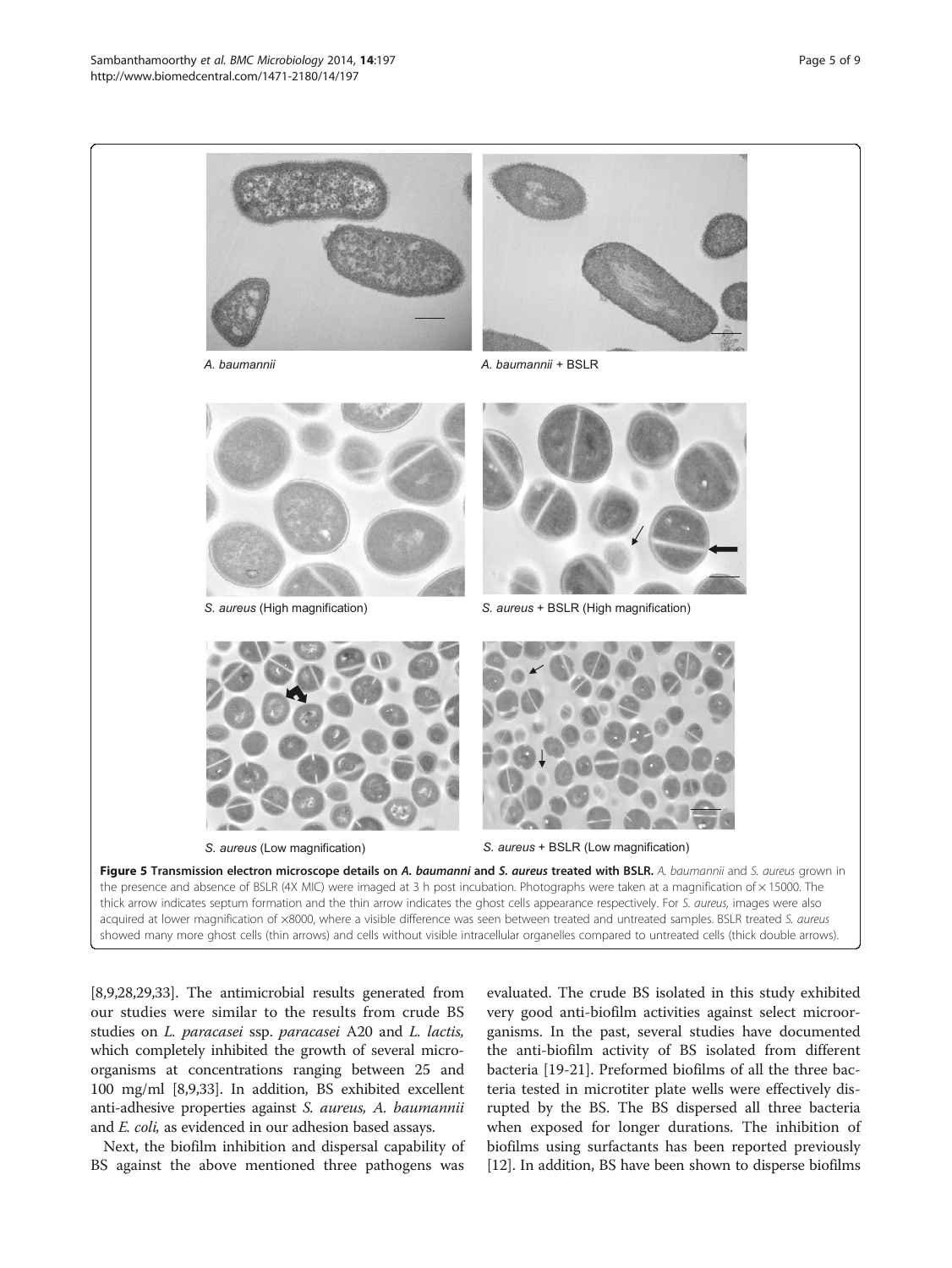A. baumannii

A. baumannii + BSLR

S. aureus (High magnification)

S. aureus + BSLR (High magnification)

S. aureus (Low magnification)

S. aureus + BSLR (Low magnification)

**Figure 5 Transmission electron microscope details on *A. baumanni* and *S. aureus* treated with BSLR.** *A. baumannii* and *S. aureus* grown in the presence and absence of BSLR (4X MIC) were imaged at 3 h post incubation. Photographs were taken at a magnification of × 15000. The thick arrow indicates septum formation and the thin arrow indicates the ghost cells appearance respectively. For *S. aureus*, images were also acquired at lower magnification of ×8000, where a visible difference was seen between treated and untreated samples. BSLR treated *S. aureus* showed many more ghost cells (thin arrows) and cells without visible intracellular organelles compared to untreated cells (thick double arrows).

[8,9,28,29,33]. The antimicrobial results generated from our studies were similar to the results from crude BS studies on *L. paracasei* ssp. *paracasei* A20 and *L. lactis,* which completely inhibited the growth of several microorganisms at concentrations ranging between 25 and 100 mg/ml [8,9,33]. In addition, BS exhibited excellent anti-adhesive properties against *S. aureus, A. baumannii* and *E. coli,* as evidenced in our adhesion based assays.

Next, the biofilm inhibition and dispersal capability of BS against the above mentioned three pathogens was evaluated. The crude BS isolated in this study exhibited very good anti-biofilm activities against select microorganisms. In the past, several studies have documented the anti-biofilm activity of BS isolated from different bacteria [19-21]. Preformed biofilms of all the three bacteria tested in microtiter plate wells were effectively disrupted by the BS. The BS dispersed all three bacteria when exposed for longer durations. The inhibition of biofilms using surfactants has been reported previously [12]. In addition, BS have been shown to disperse biofilms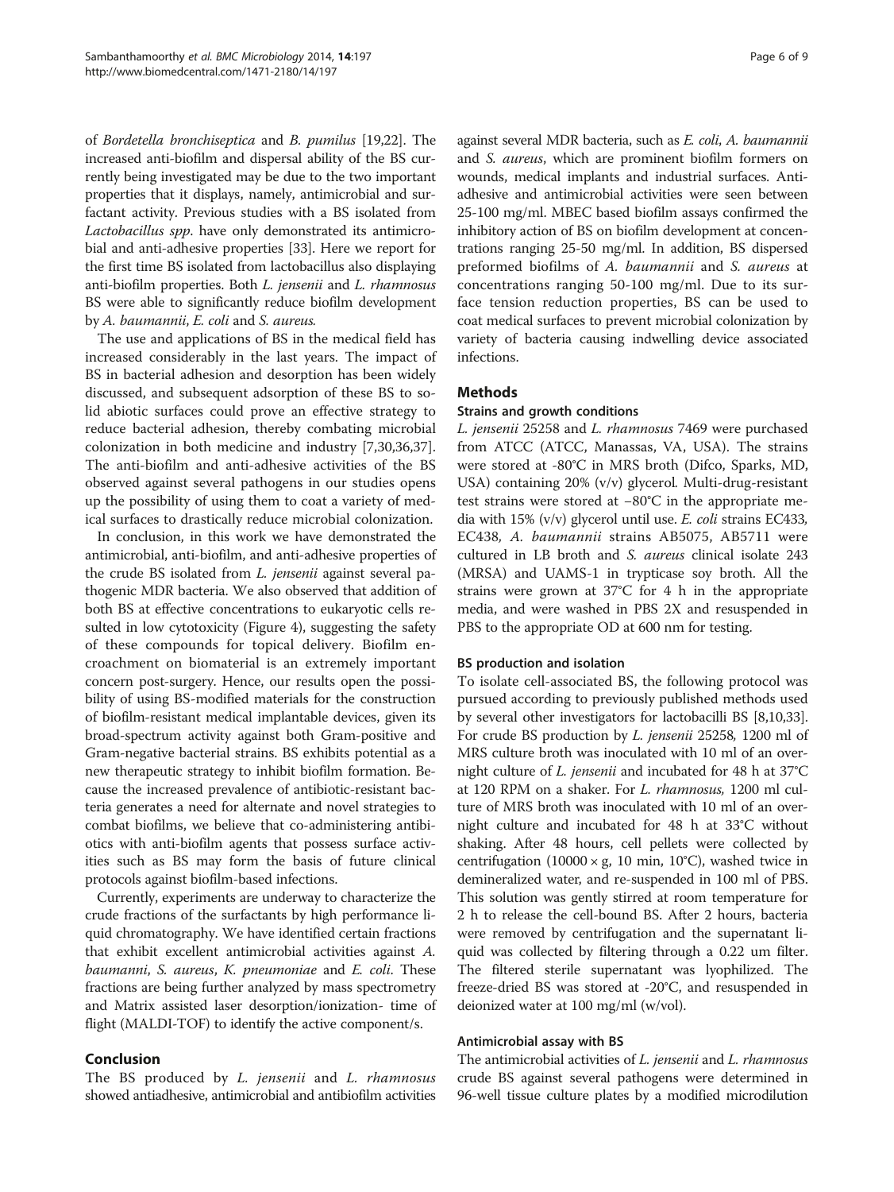of *Bordetella bronchiseptica* and *B. pumilus* [19,22]. The increased anti-biofilm and dispersal ability of the BS currently being investigated may be due to the two important properties that it displays, namely, antimicrobial and surfactant activity. Previous studies with a BS isolated from *Lactobacillus spp*. have only demonstrated its antimicrobial and anti-adhesive properties [33]. Here we report for the first time BS isolated from lactobacillus also displaying anti-biofilm properties. Both *L. jensenii* and *L. rhamnosus* BS were able to significantly reduce biofilm development by *A. baumannii*, *E. coli* and *S. aureus.*

The use and applications of BS in the medical field has increased considerably in the last years. The impact of BS in bacterial adhesion and desorption has been widely discussed, and subsequent adsorption of these BS to solid abiotic surfaces could prove an effective strategy to reduce bacterial adhesion, thereby combating microbial colonization in both medicine and industry [7,30,36,37]. The anti-biofilm and anti-adhesive activities of the BS observed against several pathogens in our studies opens up the possibility of using them to coat a variety of medical surfaces to drastically reduce microbial colonization.

In conclusion, in this work we have demonstrated the antimicrobial, anti-biofilm, and anti-adhesive properties of the crude BS isolated from *L. jensenii* against several pathogenic MDR bacteria. We also observed that addition of both BS at effective concentrations to eukaryotic cells resulted in low cytotoxicity (Figure 4), suggesting the safety of these compounds for topical delivery. Biofilm encroachment on biomaterial is an extremely important concern post-surgery. Hence, our results open the possibility of using BS-modified materials for the construction of biofilm-resistant medical implantable devices, given its broad-spectrum activity against both Gram-positive and Gram-negative bacterial strains. BS exhibits potential as a new therapeutic strategy to inhibit biofilm formation. Because the increased prevalence of antibiotic-resistant bacteria generates a need for alternate and novel strategies to combat biofilms, we believe that co-administering antibiotics with anti-biofilm agents that possess surface activities such as BS may form the basis of future clinical protocols against biofilm-based infections.

Currently, experiments are underway to characterize the crude fractions of the surfactants by high performance liquid chromatography. We have identified certain fractions that exhibit excellent antimicrobial activities against *A. baumanni*, *S. aureus*, *K. pneumoniae* and *E. coli*. These fractions are being further analyzed by mass spectrometry and Matrix assisted laser desorption/ionization- time of flight (MALDI-TOF) to identify the active component/s.

## Conclusion

The BS produced by *L. jensenii* and *L. rhamnosus* showed antiadhesive, antimicrobial and antibiofilm activities against several MDR bacteria, such as *E. coli*, *A. baumannii* and *S. aureus*, which are prominent biofilm formers on wounds, medical implants and industrial surfaces. Anti-adhesive and antimicrobial activities were seen between 25-100 mg/ml. MBEC based biofilm assays confirmed the inhibitory action of BS on biofilm development at concentrations ranging 25-50 mg/ml. In addition, BS dispersed preformed biofilms of *A. baumannii* and *S. aureus* at concentrations ranging 50-100 mg/ml. Due to its surface tension reduction properties, BS can be used to coat medical surfaces to prevent microbial colonization by variety of bacteria causing indwelling device associated infections.

## Methods

### Strains and growth conditions

*L. jensenii* 25258 and *L. rhamnosus* 7469 were purchased from ATCC (ATCC, Manassas, VA, USA). The strains were stored at -80°C in MRS broth (Difco, Sparks, MD, USA) containing 20% (v/v) glycerol. Multi-drug-resistant test strains were stored at −80°C in the appropriate media with 15% (v/v) glycerol until use. *E. coli* strains EC433, EC438, *A. baumannii* strains AB5075, AB5711 were cultured in LB broth and *S. aureus* clinical isolate 243 (MRSA) and UAMS-1 in trypticase soy broth. All the strains were grown at 37°C for 4 h in the appropriate media, and were washed in PBS 2X and resuspended in PBS to the appropriate OD at 600 nm for testing.

### BS production and isolation

To isolate cell-associated BS, the following protocol was pursued according to previously published methods used by several other investigators for lactobacilli BS [8,10,33]. For crude BS production by *L. jensenii* 25258, 1200 ml of MRS culture broth was inoculated with 10 ml of an overnight culture of *L. jensenii* and incubated for 48 h at 37°C at 120 RPM on a shaker. For *L. rhamnosus*, 1200 ml culture of MRS broth was inoculated with 10 ml of an overnight culture and incubated for 48 h at 33°C without shaking. After 48 hours, cell pellets were collected by centrifugation (10000 × g, 10 min, 10°C), washed twice in demineralized water, and re-suspended in 100 ml of PBS. This solution was gently stirred at room temperature for 2 h to release the cell-bound BS. After 2 hours, bacteria were removed by centrifugation and the supernatant liquid was collected by filtering through a 0.22 um filter. The filtered sterile supernatant was lyophilized. The freeze-dried BS was stored at -20°C, and resuspended in deionized water at 100 mg/ml (w/vol).

### Antimicrobial assay with BS

The antimicrobial activities of *L. jensenii* and *L. rhamnosus* crude BS against several pathogens were determined in 96-well tissue culture plates by a modified microdilution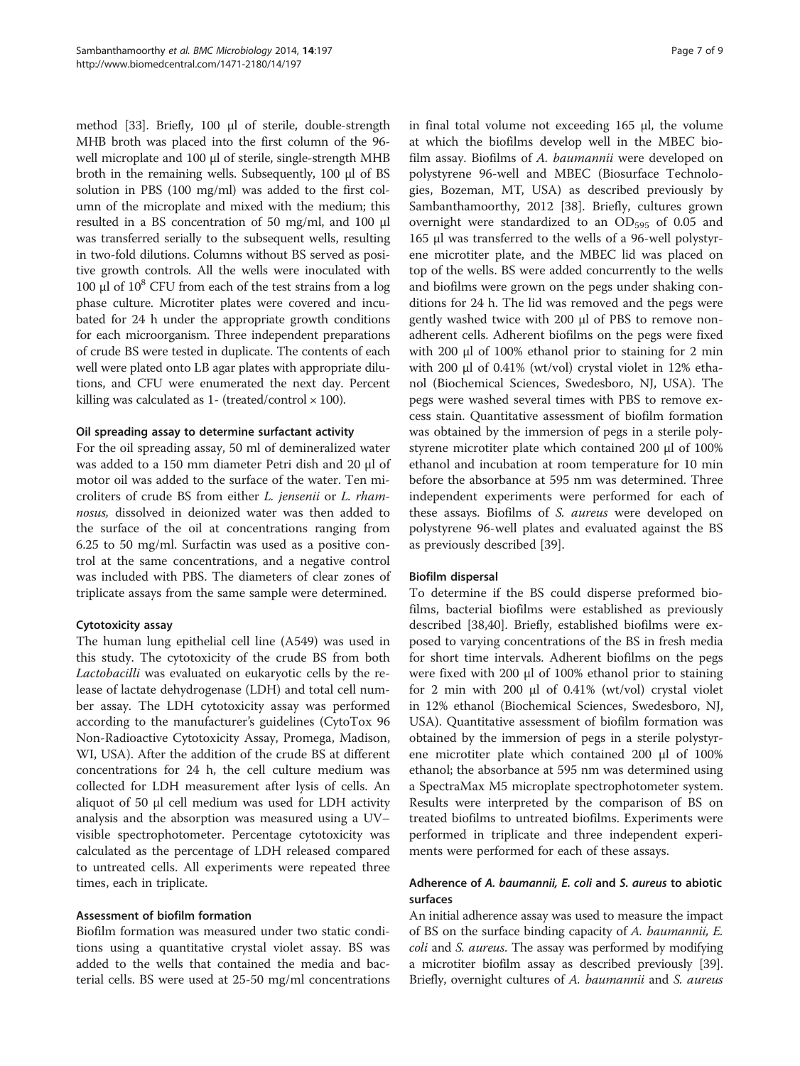method [33]. Briefly, 100 μl of sterile, double-strength MHB broth was placed into the first column of the 96-well microplate and 100 μl of sterile, single-strength MHB broth in the remaining wells. Subsequently, 100 μl of BS solution in PBS (100 mg/ml) was added to the first column of the microplate and mixed with the medium; this resulted in a BS concentration of 50 mg/ml, and 100 μl was transferred serially to the subsequent wells, resulting in two-fold dilutions. Columns without BS served as positive growth controls. All the wells were inoculated with 100 μl of $10^8$ CFU from each of the test strains from a log phase culture. Microtiter plates were covered and incubated for 24 h under the appropriate growth conditions for each microorganism. Three independent preparations of crude BS were tested in duplicate. The contents of each well were plated onto LB agar plates with appropriate dilutions, and CFU were enumerated the next day. Percent killing was calculated as 1- (treated/control × 100).

#### Oil spreading assay to determine surfactant activity

For the oil spreading assay, 50 ml of demineralized water was added to a 150 mm diameter Petri dish and 20 μl of motor oil was added to the surface of the water. Ten microliters of crude BS from either *L. jensenii* or *L. rhamnosus,* dissolved in deionized water was then added to the surface of the oil at concentrations ranging from 6.25 to 50 mg/ml. Surfactin was used as a positive control at the same concentrations, and a negative control was included with PBS. The diameters of clear zones of triplicate assays from the same sample were determined.

#### Cytotoxicity assay

The human lung epithelial cell line (A549) was used in this study. The cytotoxicity of the crude BS from both *Lactobacilli* was evaluated on eukaryotic cells by the release of lactate dehydrogenase (LDH) and total cell number assay. The LDH cytotoxicity assay was performed according to the manufacturer's guidelines (CytoTox 96 Non-Radioactive Cytotoxicity Assay, Promega, Madison, WI, USA). After the addition of the crude BS at different concentrations for 24 h, the cell culture medium was collected for LDH measurement after lysis of cells. An aliquot of 50 μl cell medium was used for LDH activity analysis and the absorption was measured using a UV–visible spectrophotometer. Percentage cytotoxicity was calculated as the percentage of LDH released compared to untreated cells. All experiments were repeated three times, each in triplicate.

#### Assessment of biofilm formation

Biofilm formation was measured under two static conditions using a quantitative crystal violet assay. BS was added to the wells that contained the media and bacterial cells. BS were used at 25-50 mg/ml concentrations in final total volume not exceeding 165 μl, the volume at which the biofilms develop well in the MBEC biofilm assay. Biofilms of *A. baumannii* were developed on polystyrene 96-well and MBEC (Biosurface Technologies, Bozeman, MT, USA) as described previously by Sambanthamoorthy, 2012 [38]. Briefly, cultures grown overnight were standardized to an $OD_{595}$ of 0.05 and 165 μl was transferred to the wells of a 96-well polystyrene microtiter plate, and the MBEC lid was placed on top of the wells. BS were added concurrently to the wells and biofilms were grown on the pegs under shaking conditions for 24 h. The lid was removed and the pegs were gently washed twice with 200 μl of PBS to remove non-adherent cells. Adherent biofilms on the pegs were fixed with 200 μl of 100% ethanol prior to staining for 2 min with 200 μl of 0.41% (wt/vol) crystal violet in 12% ethanol (Biochemical Sciences, Swedesboro, NJ, USA). The pegs were washed several times with PBS to remove excess stain. Quantitative assessment of biofilm formation was obtained by the immersion of pegs in a sterile polystyrene microtiter plate which contained 200 μl of 100% ethanol and incubation at room temperature for 10 min before the absorbance at 595 nm was determined. Three independent experiments were performed for each of these assays. Biofilms of *S. aureus* were developed on polystyrene 96-well plates and evaluated against the BS as previously described [39].

#### Biofilm dispersal

To determine if the BS could disperse preformed biofilms, bacterial biofilms were established as previously described [38,40]. Briefly, established biofilms were exposed to varying concentrations of the BS in fresh media for short time intervals. Adherent biofilms on the pegs were fixed with 200 μl of 100% ethanol prior to staining for 2 min with 200 μl of 0.41% (wt/vol) crystal violet in 12% ethanol (Biochemical Sciences, Swedesboro, NJ, USA). Quantitative assessment of biofilm formation was obtained by the immersion of pegs in a sterile polystyrene microtiter plate which contained 200 μl of 100% ethanol; the absorbance at 595 nm was determined using a SpectraMax M5 microplate spectrophotometer system. Results were interpreted by the comparison of BS on treated biofilms to untreated biofilms. Experiments were performed in triplicate and three independent experiments were performed for each of these assays.

#### Adherence of *A. baumannii, E. coli* and *S. aureus* to abiotic surfaces

An initial adherence assay was used to measure the impact of BS on the surface binding capacity of *A. baumannii, E. coli* and *S. aureus*. The assay was performed by modifying a microtiter biofilm assay as described previously [39]. Briefly, overnight cultures of *A. baumannii* and *S. aureus*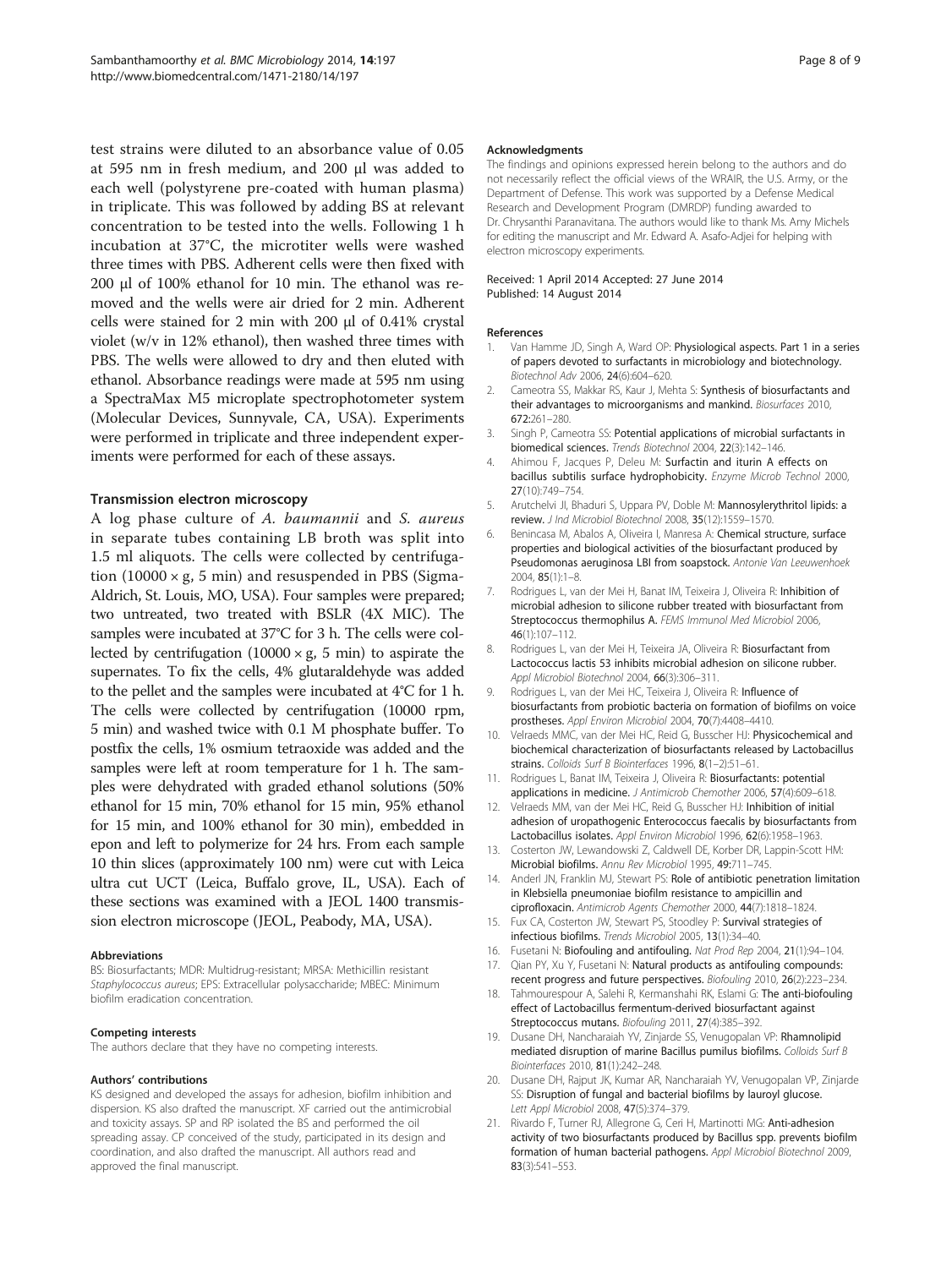test strains were diluted to an absorbance value of 0.05 at 595 nm in fresh medium, and 200 μl was added to each well (polystyrene pre-coated with human plasma) in triplicate. This was followed by adding BS at relevant concentration to be tested into the wells. Following 1 h incubation at 37°C, the microtiter wells were washed three times with PBS. Adherent cells were then fixed with 200 μl of 100% ethanol for 10 min. The ethanol was removed and the wells were air dried for 2 min. Adherent cells were stained for 2 min with 200 μl of 0.41% crystal violet (w/v in 12% ethanol), then washed three times with PBS. The wells were allowed to dry and then eluted with ethanol. Absorbance readings were made at 595 nm using a SpectraMax M5 microplate spectrophotometer system (Molecular Devices, Sunnyvale, CA, USA). Experiments were performed in triplicate and three independent experiments were performed for each of these assays.

### Transmission electron microscopy

A log phase culture of *A. baumannii* and *S. aureus* in separate tubes containing LB broth was split into 1.5 ml aliquots. The cells were collected by centrifugation (10000 × g, 5 min) and resuspended in PBS (Sigma-Aldrich, St. Louis, MO, USA). Four samples were prepared; two untreated, two treated with BSLR (4X MIC). The samples were incubated at 37°C for 3 h. The cells were collected by centrifugation (10000 × g, 5 min) to aspirate the supernates. To fix the cells, 4% glutaraldehyde was added to the pellet and the samples were incubated at 4°C for 1 h. The cells were collected by centrifugation (10000 rpm, 5 min) and washed twice with 0.1 M phosphate buffer. To postfix the cells, 1% osmium tetraoxide was added and the samples were left at room temperature for 1 h. The samples were dehydrated with graded ethanol solutions (50% ethanol for 15 min, 70% ethanol for 15 min, 95% ethanol for 15 min, and 100% ethanol for 30 min), embedded in epon and left to polymerize for 24 hrs. From each sample 10 thin slices (approximately 100 nm) were cut with Leica ultra cut UCT (Leica, Buffalo grove, IL, USA). Each of these sections was examined with a JEOL 1400 transmission electron microscope (JEOL, Peabody, MA, USA).

#### Abbreviations

BS: Biosurfactants; MDR: Multidrug-resistant; MRSA: Methicillin resistant *Staphylococcus aureus*; EPS: Extracellular polysaccharide; MBEC: Minimum biofilm eradication concentration.

#### Competing interests

The authors declare that they have no competing interests.

#### Authors' contributions

KS designed and developed the assays for adhesion, biofilm inhibition and dispersion. KS also drafted the manuscript. XF carried out the antimicrobial and toxicity assays. SP and RP isolated the BS and performed the oil spreading assay. CP conceived of the study, participated in its design and coordination, and also drafted the manuscript. All authors read and approved the final manuscript.

#### Acknowledgments

The findings and opinions expressed herein belong to the authors and do not necessarily reflect the official views of the WRAIR, the U.S. Army, or the Department of Defense. This work was supported by a Defense Medical Research and Development Program (DMRDP) funding awarded to Dr. Chrysanthi Paranavitana. The authors would like to thank Ms. Amy Michels for editing the manuscript and Mr. Edward A. Asafo-Adjei for helping with electron microscopy experiments.

Received: 1 April 2014 Accepted: 27 June 2014
Published: 14 August 2014

#### References

1. Van Hamme JD, Singh A, Ward OP: **Physiological aspects. Part 1 in a series of papers devoted to surfactants in microbiology and biotechnology.** *Biotechnol Adv* 2006, **24**(6):604–620.
2. Cameotra SS, Makkar RS, Kaur J, Mehta S: **Synthesis of biosurfactants and their advantages to microorganisms and mankind.** *Biosurfaces* 2010, **672**:261–280.
3. Singh P, Cameotra SS: **Potential applications of microbial surfactants in biomedical sciences.** *Trends Biotechnol* 2004, **22**(3):142–146.
4. Ahimou F, Jacques P, Deleu M: **Surfactin and iturin A effects on bacillus subtilis surface hydrophobicity.** *Enzyme Microb Technol* 2000, **27**(10):749–754.
5. Arutchelvi JI, Bhaduri S, Uppara PV, Doble M: **Mannosylerythritol lipids: a review.** *J Ind Microbiol Biotechnol* 2008, **35**(12):1559–1570.
6. Benincasa M, Abalos A, Oliveira I, Manresa A: **Chemical structure, surface properties and biological activities of the biosurfactant produced by Pseudomonas aeruginosa LBI from soapstock.** *Antonie Van Leeuwenhoek* 2004, **85**(1):1–8.
7. Rodrigues L, van der Mei H, Banat IM, Teixeira J, Oliveira R: **Inhibition of microbial adhesion to silicone rubber treated with biosurfactant from Streptococcus thermophilus A.** *FEMS Immunol Med Microbiol* 2006, **46**(1):107–112.
8. Rodrigues L, van der Mei H, Teixeira JA, Oliveira R: **Biosurfactant from Lactococcus lactis 53 inhibits microbial adhesion on silicone rubber.** *Appl Microbiol Biotechnol* 2004, **66**(3):306–311.
9. Rodrigues L, van der Mei HC, Teixeira J, Oliveira R: **Influence of biosurfactants from probiotic bacteria on formation of biofilms on voice prostheses.** *Appl Environ Microbiol* 2004, **70**(7):4408–4410.
10. Velraeds MMC, van der Mei HC, Reid G, Busscher HJ: **Physicochemical and biochemical characterization of biosurfactants released by Lactobacillus strains.** *Colloids Surf B Biointerfaces* 1996, **8**(1–2):51–61.
11. Rodrigues L, Banat IM, Teixeira J, Oliveira R: **Biosurfactants: potential applications in medicine.** *J Antimicrob Chemother* 2006, **57**(4):609–618.
12. Velraeds MM, van der Mei HC, Reid G, Busscher HJ: **Inhibition of initial adhesion of uropathogenic Enterococcus faecalis by biosurfactants from Lactobacillus isolates.** *Appl Environ Microbiol* 1996, **62**(6):1958–1963.
13. Costerton JW, Lewandowski Z, Caldwell DE, Korber DR, Lappin-Scott HM: **Microbial biofilms.** *Annu Rev Microbiol* 1995, **49**:711–745.
14. Anderl JN, Franklin MJ, Stewart PS: **Role of antibiotic penetration limitation in Klebsiella pneumoniae biofilm resistance to ampicillin and ciprofloxacin.** *Antimicrob Agents Chemother* 2000, **44**(7):1818–1824.
15. Fux CA, Costerton JW, Stewart PS, Stoodley P: **Survival strategies of infectious biofilms.** *Trends Microbiol* 2005, **13**(1):34–40.
16. Fusetani N: **Biofouling and antifouling.** *Nat Prod Rep* 2004, **21**(1):94–104.
17. Qian PY, Xu Y, Fusetani N: **Natural products as antifouling compounds: recent progress and future perspectives.** *Biofouling* 2010, **26**(2):223–234.
18. Tahmourespour A, Salehi R, Kermanshahi RK, Eslami G: **The anti-biofouling effect of Lactobacillus fermentum-derived biosurfactant against Streptococcus mutans.** *Biofouling* 2011, **27**(4):385–392.
19. Dusane DH, Nancharaiah YV, Zinjarde SS, Venugopalan VP: **Rhamnolipid mediated disruption of marine Bacillus pumilus biofilms.** *Colloids Surf B Biointerfaces* 2010, **81**(1):242–248.
20. Dusane DH, Rajput JK, Kumar AR, Nancharaiah YV, Venugopalan VP, Zinjarde SS: **Disruption of fungal and bacterial biofilms by lauroyl glucose.** *Lett Appl Microbiol* 2008, **47**(5):374–379.
21. Rivardo F, Turner RJ, Allegrone G, Ceri H, Martinotti MG: **Anti-adhesion activity of two biosurfactants produced by Bacillus spp. prevents biofilm formation of human bacterial pathogens.** *Appl Microbiol Biotechnol* 2009, **83**(3):541–553.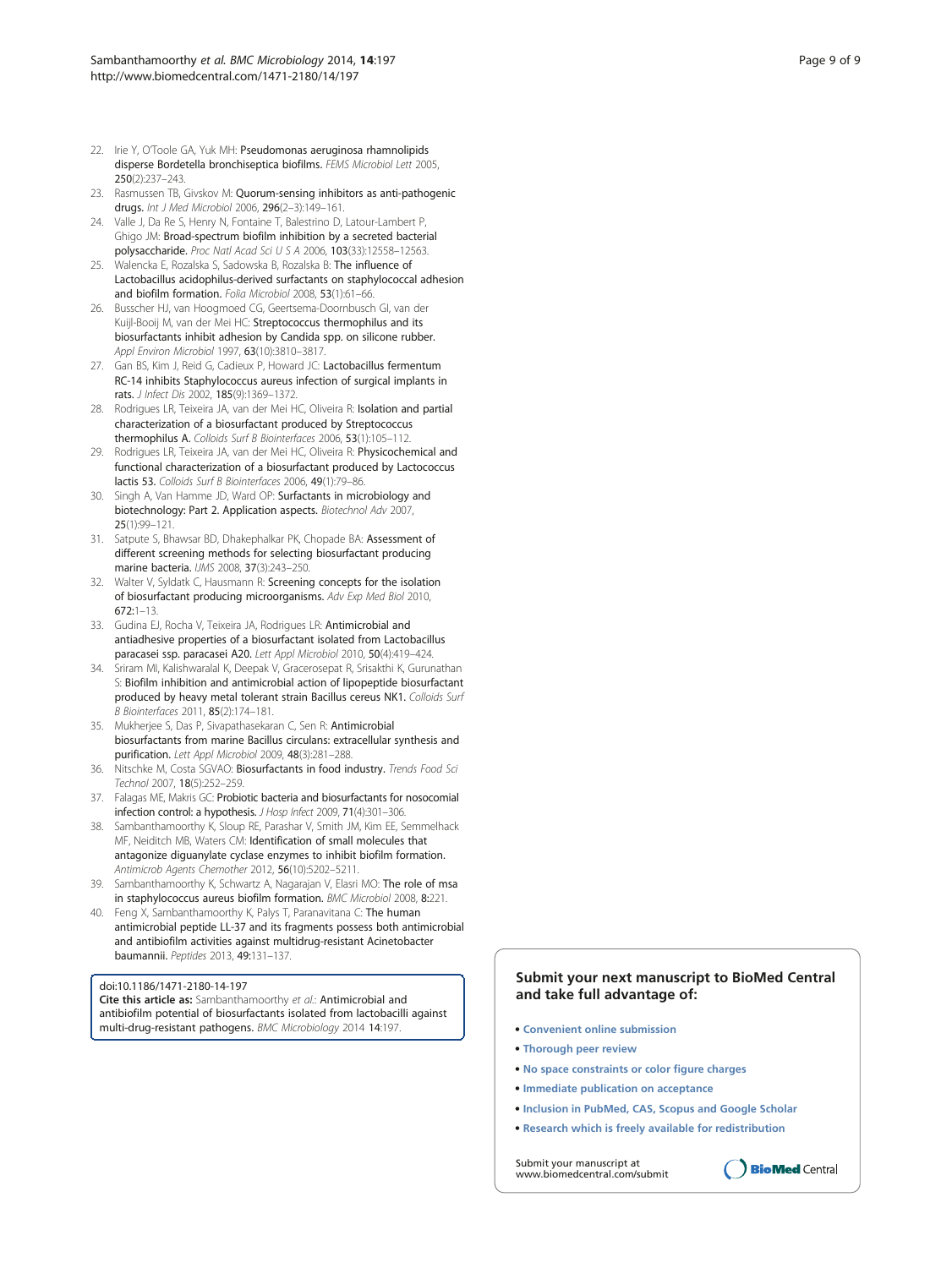22. Irie Y, O'Toole GA, Yuk MH: **Pseudomonas aeruginosa rhamnolipids disperse Bordetella bronchiseptica biofilms.** *FEMS Microbiol Lett* 2005, **250**(2):237–243.
23. Rasmussen TB, Givskov M: **Quorum-sensing inhibitors as anti-pathogenic drugs.** *Int J Med Microbiol* 2006, **296**(2–3):149–161.
24. Valle J, Da Re S, Henry N, Fontaine T, Balestrino D, Latour-Lambert P, Ghigo JM: **Broad-spectrum biofilm inhibition by a secreted bacterial polysaccharide.** *Proc Natl Acad Sci U S A* 2006, **103**(33):12558–12563.
25. Walencka E, Rozalska S, Sadowska B, Rozalska B: **The influence of Lactobacillus acidophilus-derived surfactants on staphylococcal adhesion and biofilm formation.** *Folia Microbiol* 2008, **53**(1):61–66.
26. Busscher HJ, van Hoogmoed CG, Geertsema-Doornbusch GI, van der Kuijl-Booij M, van der Mei HC: **Streptococcus thermophilus and its biosurfactants inhibit adhesion by Candida spp. on silicone rubber.** *Appl Environ Microbiol* 1997, **63**(10):3810–3817.
27. Gan BS, Kim J, Reid G, Cadieux P, Howard JC: **Lactobacillus fermentum RC-14 inhibits Staphylococcus aureus infection of surgical implants in rats.** *J Infect Dis* 2002, **185**(9):1369–1372.
28. Rodrigues LR, Teixeira JA, van der Mei HC, Oliveira R: **Isolation and partial characterization of a biosurfactant produced by Streptococcus thermophilus A.** *Colloids Surf B Biointerfaces* 2006, **53**(1):105–112.
29. Rodrigues LR, Teixeira JA, van der Mei HC, Oliveira R: **Physicochemical and functional characterization of a biosurfactant produced by Lactococcus lactis 53.** *Colloids Surf B Biointerfaces* 2006, **49**(1):79–86.
30. Singh A, Van Hamme JD, Ward OP: **Surfactants in microbiology and biotechnology: Part 2. Application aspects.** *Biotechnol Adv* 2007, **25**(1):99–121.
31. Satpute S, Bhawsar BD, Dhakephalkar PK, Chopade BA: **Assessment of different screening methods for selecting biosurfactant producing marine bacteria.** *IJMS* 2008, **37**(3):243–250.
32. Walter V, Syldatk C, Hausmann R: **Screening concepts for the isolation of biosurfactant producing microorganisms.** *Adv Exp Med Biol* 2010, **672**:1–13.
33. Gudina EJ, Rocha V, Teixeira JA, Rodrigues LR: **Antimicrobial and antiadhesive properties of a biosurfactant isolated from Lactobacillus paracasei ssp. paracasei A20.** *Lett Appl Microbiol* 2010, **50**(4):419–424.
34. Sriram MI, Kalishwaralal K, Deepak V, Gracerosepat R, Srisakthi K, Gurunathan S: **Biofilm inhibition and antimicrobial action of lipopeptide biosurfactant produced by heavy metal tolerant strain Bacillus cereus NK1.** *Colloids Surf B Biointerfaces* 2011, **85**(2):174–181.
35. Mukherjee S, Das P, Sivapathasekaran C, Sen R: **Antimicrobial biosurfactants from marine Bacillus circulans: extracellular synthesis and purification.** *Lett Appl Microbiol* 2009, **48**(3):281–288.
36. Nitschke M, Costa SGVAO: **Biosurfactants in food industry.** *Trends Food Sci Technol* 2007, **18**(5):252–259.
37. Falagas ME, Makris GC: **Probiotic bacteria and biosurfactants for nosocomial infection control: a hypothesis.** *J Hosp Infect* 2009, **71**(4):301–306.
38. Sambanthamoorthy K, Sloup RE, Parashar V, Smith JM, Kim EE, Semmelhack MF, Neiditch MB, Waters CM: **Identification of small molecules that antagonize diguanylate cyclase enzymes to inhibit biofilm formation.** *Antimicrob Agents Chemother* 2012, **56**(10):5202–5211.
39. Sambanthamoorthy K, Schwartz A, Nagarajan V, Elasri MO: **The role of msa in staphylococcus aureus biofilm formation.** *BMC Microbiol* 2008, **8**:221.
40. Feng X, Sambanthamoorthy K, Palys T, Paranavitana C: **The human antimicrobial peptide LL-37 and its fragments possess both antimicrobial and antibiofilm activities against multidrug-resistant Acinetobacter baumannii.** *Peptides* 2013, **49**:131–137.

doi:10.1186/1471-2180-14-197

**Cite this article as:** Sambanthamoorthy *et al.*: Antimicrobial and antibiofilm potential of biosurfactants isolated from lactobacilli against multi-drug-resistant pathogens. *BMC Microbiology* 2014 **14**:197.

**Submit your next manuscript to BioMed Central and take full advantage of:**

- **Convenient online submission**
- **Thorough peer review**
- **No space constraints or color figure charges**
- **Immediate publication on acceptance**
- **Inclusion in PubMed, CAS, Scopus and Google Scholar**
- **Research which is freely available for redistribution**

Submit your manuscript at
www.biomedcentral.com/submit

BioMed Central